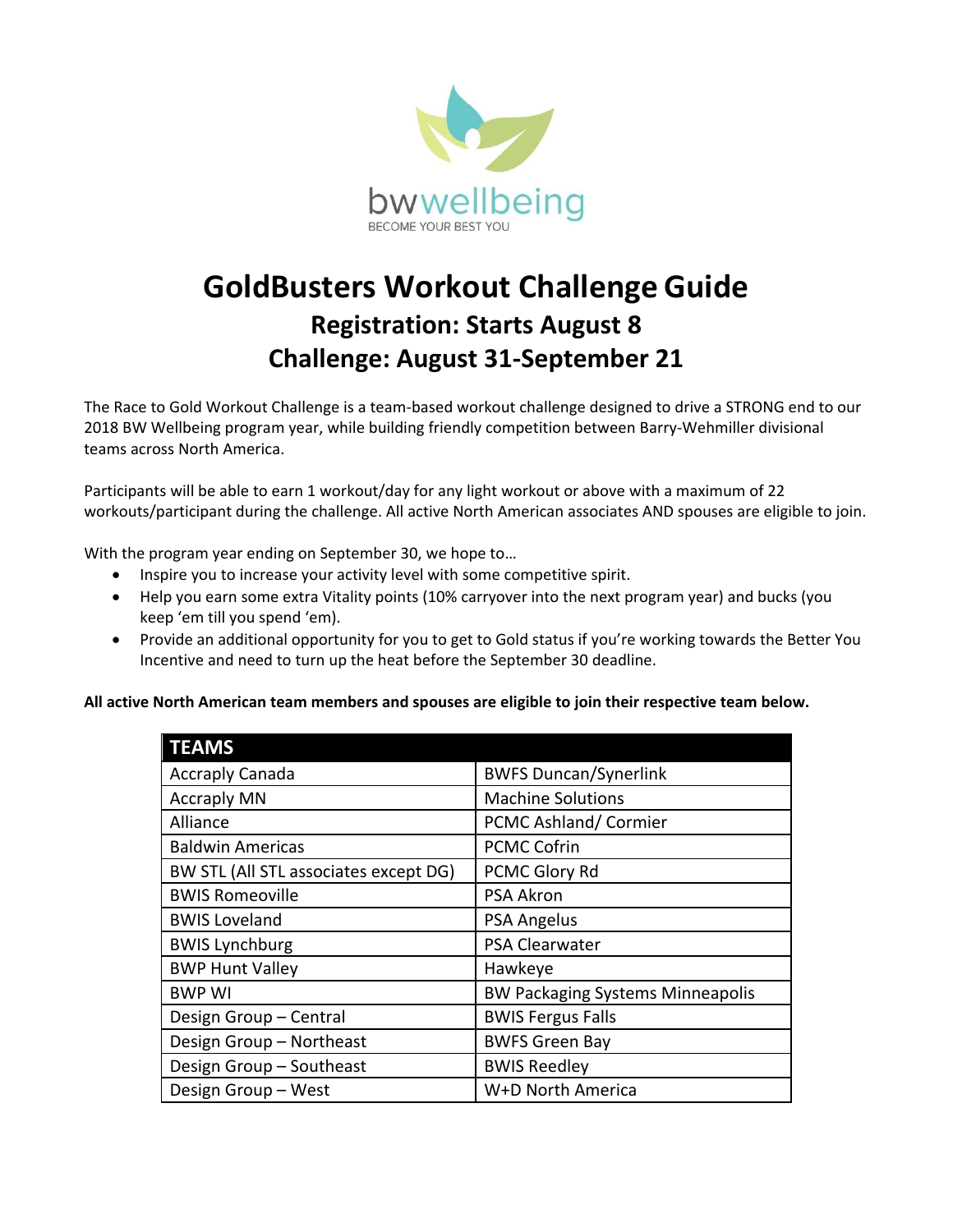bwwellbeing

BECOME YOUR BEST YOU

# GoldBusters Workout Challenge Guide

## Registration: Starts August 8

## Challenge: August 31-September 21

The Race to Gold Workout Challenge is a team-based workout challenge designed to drive a STRONG end to our 2018 BW Wellbeing program year, while building friendly competition between Barry-Wehmiller divisional teams across North America.

Participants will be able to earn 1 workout/day for any light workout or above with a maximum of 22 workouts/participant during the challenge. All active North American associates AND spouses are eligible to join.

With the program year ending on September 30, we hope to…

- Inspire you to increase your activity level with some competitive spirit.
- Help you earn some extra Vitality points (10% carryover into the next program year) and bucks (you keep 'em till you spend 'em).
- Provide an additional opportunity for you to get to Gold status if you're working towards the Better You Incentive and need to turn up the heat before the September 30 deadline.

**All active North American team members and spouses are eligible to join their respective team below.**

| TEAMS | |
|---|---|
| Accraply Canada | BWFS Duncan/Synerlink |
| Accraply MN | Machine Solutions |
| Alliance | PCMC Ashland/ Cormier |
| Baldwin Americas | PCMC Cofrin |
| BW STL (All STL associates except DG) | PCMC Glory Rd |
| BWIS Romeoville | PSA Akron |
| BWIS Loveland | PSA Angelus |
| BWIS Lynchburg | PSA Clearwater |
| BWP Hunt Valley | Hawkeye |
| BWP WI | BW Packaging Systems Minneapolis |
| Design Group – Central | BWIS Fergus Falls |
| Design Group – Northeast | BWFS Green Bay |
| Design Group – Southeast | BWIS Reedley |
| Design Group – West | W+D North America |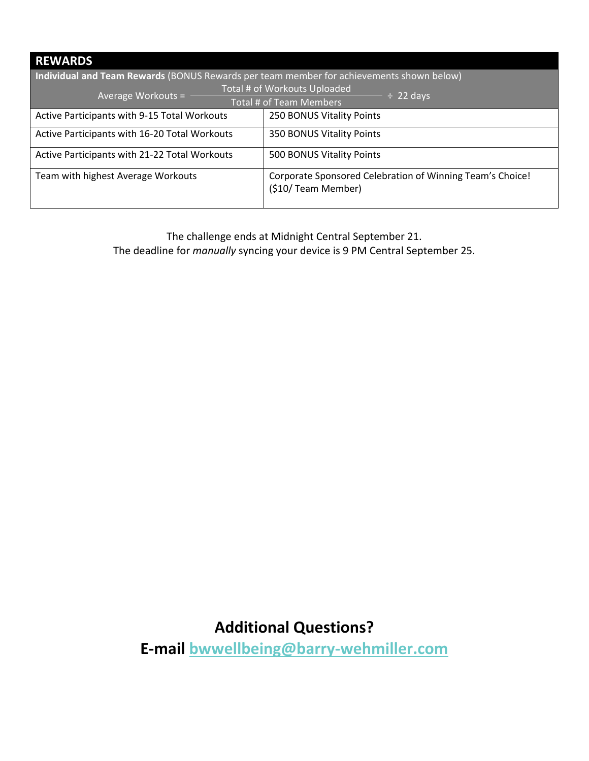| REWARDS | |
|---|---|
| **Individual and Team Rewards** (BONUS Rewards per team member for achievements shown below) | |
| Average Workouts = $\frac{\text{Total \# of Workouts Uploaded}}{\text{Total \# of Team Members}} \div 22$ days | |
| Active Participants with 9-15 Total Workouts | 250 BONUS Vitality Points |
| Active Participants with 16-20 Total Workouts | 350 BONUS Vitality Points |
| Active Participants with 21-22 Total Workouts | 500 BONUS Vitality Points |
| Team with highest Average Workouts | Corporate Sponsored Celebration of Winning Team's Choice! ($10/ Team Member) |

The challenge ends at Midnight Central September 21.
The deadline for *manually* syncing your device is 9 PM Central September 25.

## Additional Questions?

## E-mail [bwwellbeing@barry-wehmiller.com](mailto:bwwellbeing@barry-wehmiller.com)